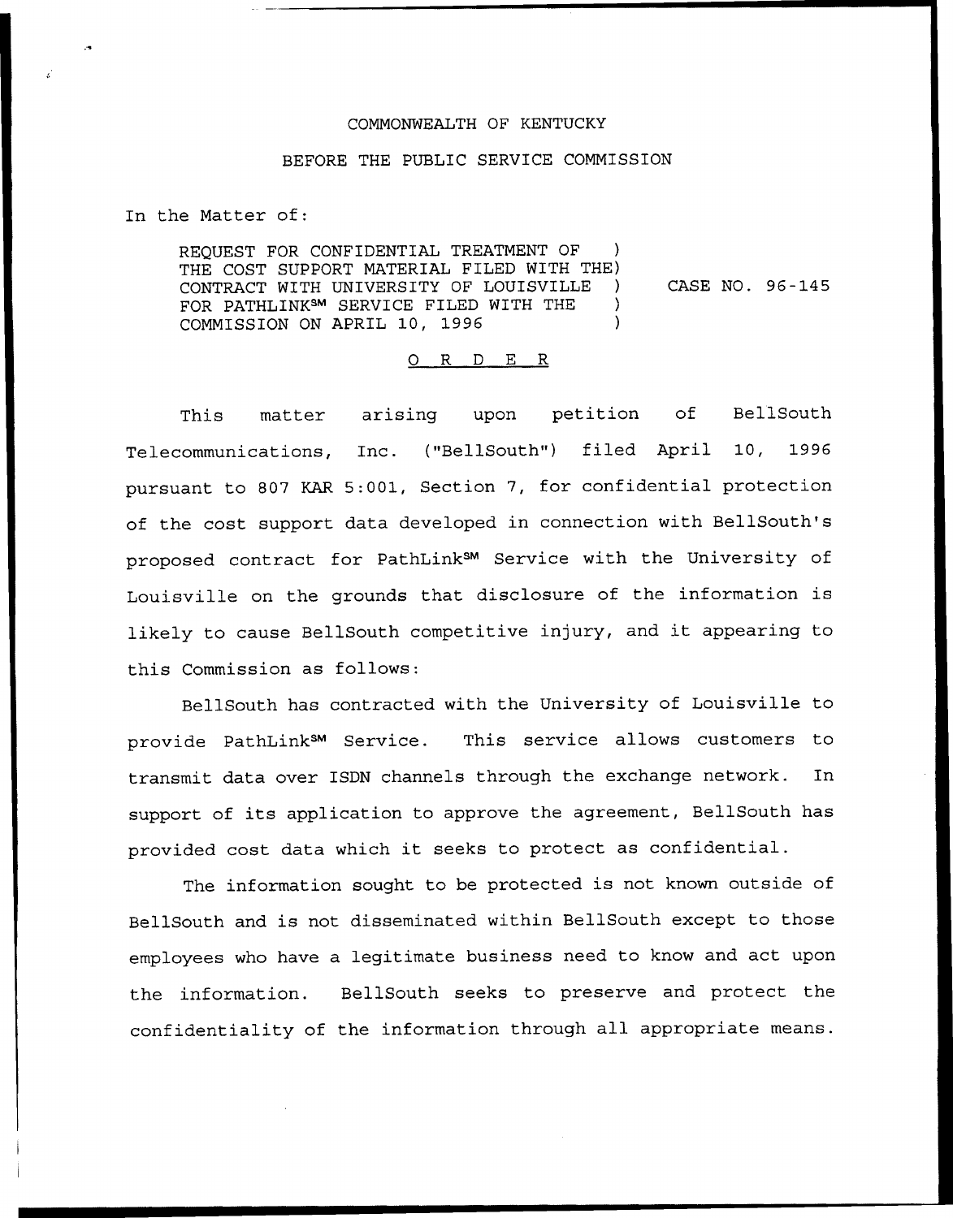COMMONWEALTH OF KENTUCKY

BEFORE THE PUBLIC SERVICE COMMISSION

In the Matter of:

REQUEST FOR CONFIDENTIAL TREATMENT OF THE COST SUPPORT MATERIAL FILED WITH THE CONTRACT WITH UNIVERSITY OF LOUISVILLE FOR PATHLINK[SM] SERVICE FILED WITH THE COMMISSION ON APRIL 10, 1996 ) CASE NO. 96-145

O R D E R

This matter arising upon petition of BellSouth Telecommunications, Inc. ("BellSouth") filed April 10, 1996 pursuant to 807 KAR 5:001, Section 7, for confidential protection of the cost support data developed in connection with BellSouth's proposed contract for PathLink[SM] Service with the University of Louisville on the grounds that disclosure of the information is likely to cause BellSouth competitive injury, and it appearing to this Commission as follows:

BellSouth has contracted with the University of Louisville to provide PathLink[SM] Service. This service allows customers to transmit data over ISDN channels through the exchange network. In support of its application to approve the agreement, BellSouth has provided cost data which it seeks to protect as confidential.

The information sought to be protected is not known outside of BellSouth and is not disseminated within BellSouth except to those employees who have a legitimate business need to know and act upon the information. BellSouth seeks to preserve and protect the confidentiality of the information through all appropriate means.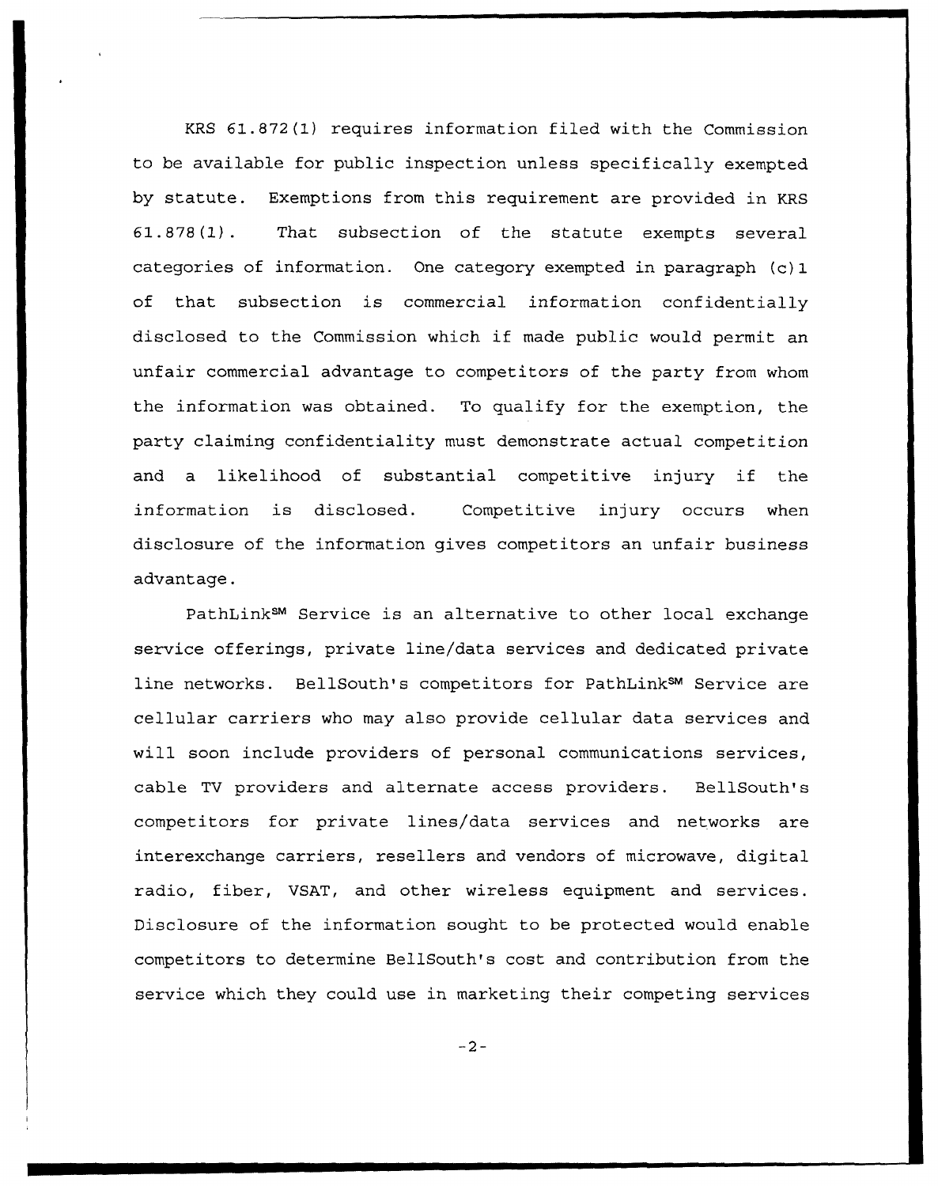KRS 61.872(1) requires information filed with the Commission to be available for public inspection unless specifically exempted by statute. Exemptions from this requirement are provided in KRS 61.878(1). That subsection of the statute exempts several categories of information. One category exempted in paragraph (c)1 of that subsection is commercial information confidentially disclosed to the Commission which if made public would permit an unfair commercial advantage to competitors of the party from whom the information was obtained. To qualify for the exemption, the party claiming confidentiality must demonstrate actual competition and a likelihood of substantial competitive injury if the information is disclosed. Competitive injury occurs when disclosure of the information gives competitors an unfair business advantage.

PathLink℠ Service is an alternative to other local exchange service offerings, private line/data services and dedicated private line networks. BellSouth's competitors for PathLink℠ Service are cellular carriers who may also provide cellular data services and will soon include providers of personal communications services, cable TV providers and alternate access providers. BellSouth's competitors for private lines/data services and networks are interexchange carriers, resellers and vendors of microwave, digital radio, fiber, VSAT, and other wireless equipment and services. Disclosure of the information sought to be protected would enable competitors to determine BellSouth's cost and contribution from the service which they could use in marketing their competing services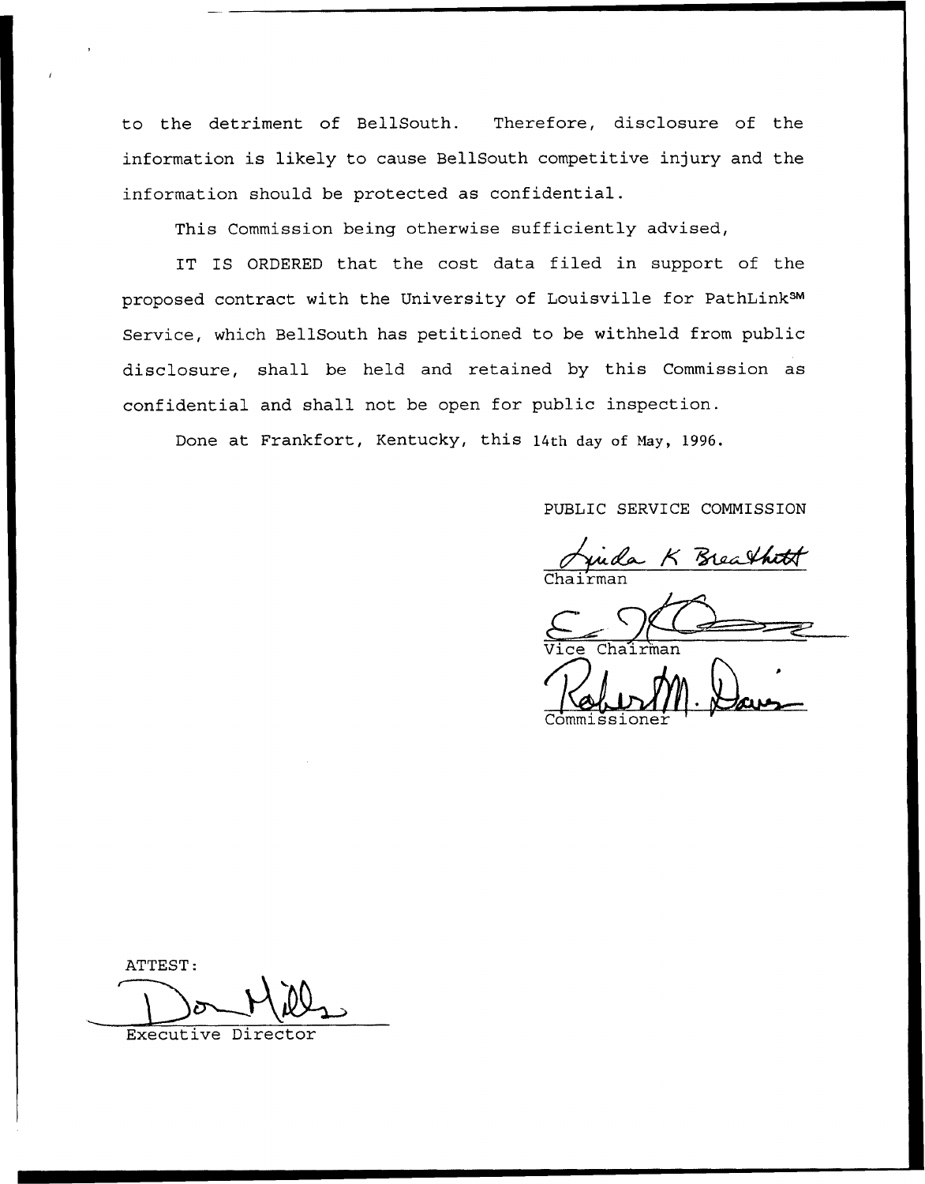to the detriment of BellSouth. Therefore, disclosure of the information is likely to cause BellSouth competitive injury and the information should be protected as confidential.

This Commission being otherwise sufficiently advised,

IT IS ORDERED that the cost data filed in support of the proposed contract with the University of Louisville for PathLink[SM] Service, which BellSouth has petitioned to be withheld from public disclosure, shall be held and retained by this Commission as confidential and shall not be open for public inspection.

Done at Frankfort, Kentucky, this 14th day of May, 1996.

PUBLIC SERVICE COMMISSION

Linda K Breathitt
Chairman

Vice Chairman

Robert M. Davis
Commissioner

ATTEST:

Don Mills
Executive Director